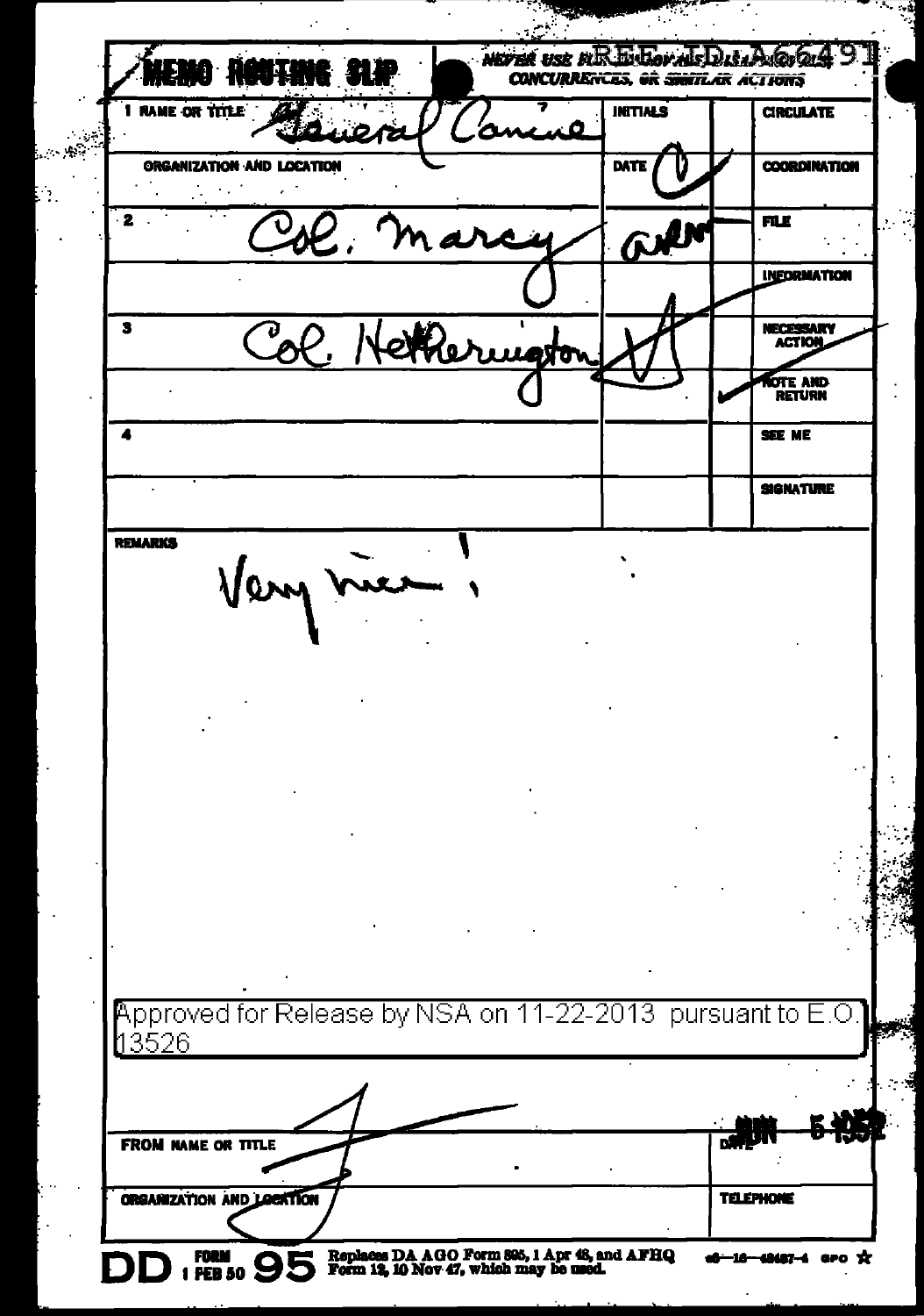# MEMO ROUTING SLIP

NEVER USE FOR APPROVALS, DISAPPROVALS, CONCURRENCES, OR SIMILAR ACTIONS

REF ID:A66491

| | NAME OR TITLE | INITIALS | | |
|---|---|---|---|---|
| 1 | General Canine | | | CIRCULATE |
| | ORGANIZATION AND LOCATION | DATE | | COORDINATION |
| 2 | Col. Marcy | | | FILE |
| | | | | INFORMATION |
| 3 | Col. Hetherington | | | NECESSARY ACTION |
| | | | ✓ | NOTE AND RETURN |
| 4 | | | | SEE ME |
| | | | | SIGNATURE |

REMARKS

Very nice!

Approved for Release by NSA on 11-22-2013 pursuant to E.O. 13526

FROM NAME OR TITLE | DATE JUN 5 1952

ORGANIZATION AND LOCATION | TELEPHONE

DD FORM 1 FEB 50 95 Replaces DA AGO Form 895, 1 Apr 48, and AFHQ Form 12, 10 Nov 47, which may be used.

16—48487-4 GPO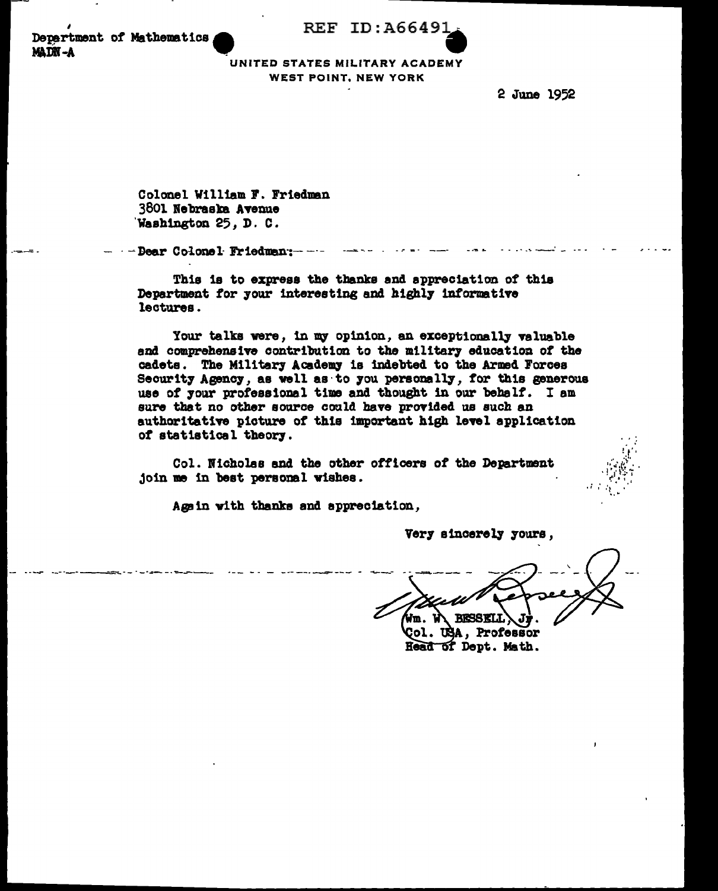REF ID:A66491

Department of Mathematics
MADN-A

UNITED STATES MILITARY ACADEMY
WEST POINT, NEW YORK

2 June 1952

Colonel William F. Friedman
3801 Nebraska Avenue
Washington 25, D. C.

Dear Colonel Friedman:

This is to express the thanks and appreciation of this Department for your interesting and highly informative lectures.

Your talks were, in my opinion, an exceptionally valuable and comprehensive contribution to the military education of the cadets. The Military Academy is indebted to the Armed Forces Security Agency, as well as to you personally, for this generous use of your professional time and thought in our behalf. I am sure that no other source could have provided us such an authoritative picture of this important high level application of statistical theory.

Col. Nicholas and the other officers of the Department join me in best personal wishes.

Again with thanks and appreciation,

Very sincerely yours,

Wm. W. BESSELL, Jr.
Col. USA, Professor
Head of Dept. Math.